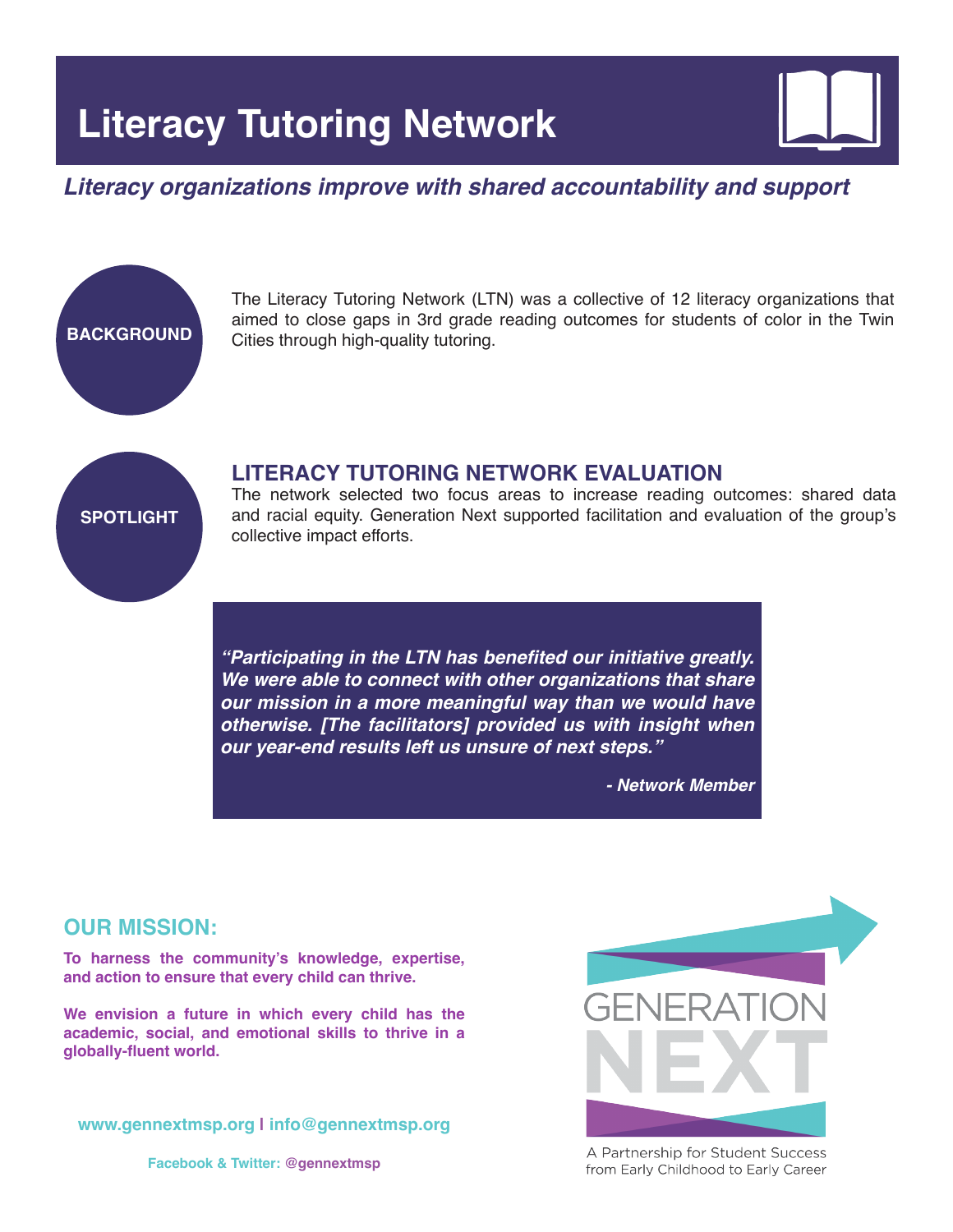# Literacy Tutoring Network

***Literacy organizations improve with shared accountability and support***

**BACKGROUND**

The Literacy Tutoring Network (LTN) was a collective of 12 literacy organizations that aimed to close gaps in 3rd grade reading outcomes for students of color in the Twin Cities through high-quality tutoring.

**SPOTLIGHT**

## LITERACY TUTORING NETWORK EVALUATION

The network selected two focus areas to increase reading outcomes: shared data and racial equity. Generation Next supported facilitation and evaluation of the group's collective impact efforts.

> ***"Participating in the LTN has benefited our initiative greatly. We were able to connect with other organizations that share our mission in a more meaningful way than we would have otherwise. [The facilitators] provided us with insight when our year-end results left us unsure of next steps."***
>
> ***- Network Member***

## OUR MISSION:

**To harness the community's knowledge, expertise, and action to ensure that every child can thrive.**

**We envision a future in which every child has the academic, social, and emotional skills to thrive in a globally-fluent world.**

**www.gennextmsp.org | info@gennextmsp.org**

**Facebook & Twitter: @gennextmsp**

GENERATION NEXT

A Partnership for Student Success from Early Childhood to Early Career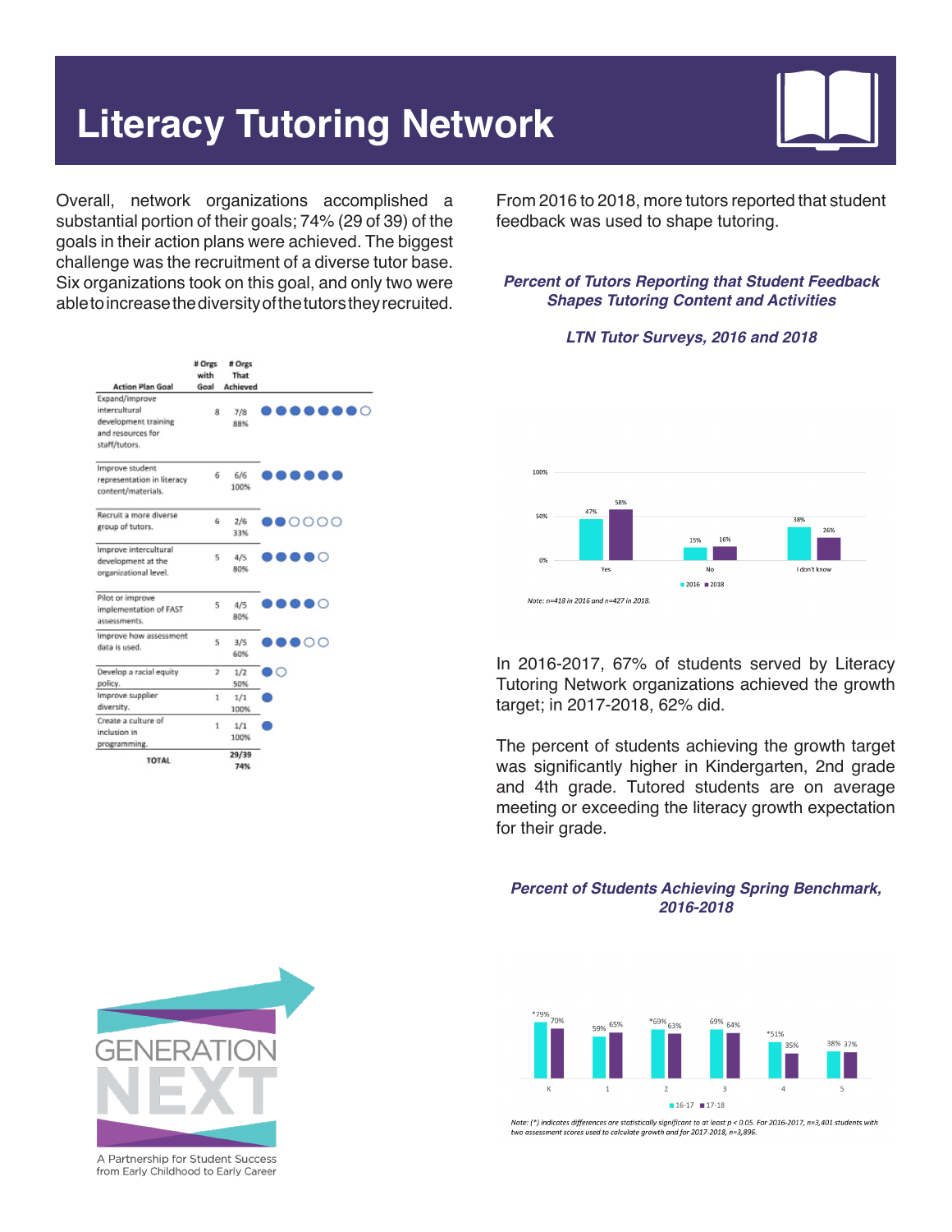# Literacy Tutoring Network

Overall, network organizations accomplished a substantial portion of their goals; 74% (29 of 39) of the goals in their action plans were achieved. The biggest challenge was the recruitment of a diverse tutor base. Six organizations took on this goal, and only two were able to increase the diversity of the tutors they recruited.

| Action Plan Goal | # Orgs with Goal | # Orgs That Achieved |
|---|---|---|
| Expand/improve intercultural development training and resources for staff/tutors. | 8 | 7/8 88% |
| Improve student representation in literacy content/materials. | 6 | 6/6 100% |
| Recruit a more diverse group of tutors. | 6 | 2/6 33% |
| Improve intercultural development at the organizational level. | 5 | 4/5 80% |
| Pilot or improve implementation of FAST assessments. | 5 | 4/5 80% |
| Improve how assessment data is used. | 5 | 3/5 60% |
| Develop a racial equity policy. | 2 | 1/2 50% |
| Improve supplier diversity. | 1 | 1/1 100% |
| Create a culture of inclusion in programming. | 1 | 1/1 100% |
| TOTAL | | 29/39 74% |

From 2016 to 2018, more tutors reported that student feedback was used to shape tutoring.

***Percent of Tutors Reporting that Student Feedback Shapes Tutoring Content and Activities***

***LTN Tutor Surveys, 2016 and 2018***

100%
50%
0%
Yes 47% 58%
No 15% 16%
I don't know 38% 26%
2016 2018

*Note: n=418 in 2016 and n=427 in 2018.*

In 2016-2017, 67% of students served by Literacy Tutoring Network organizations achieved the growth target; in 2017-2018, 62% did.

The percent of students achieving the growth target was significantly higher in Kindergarten, 2nd grade and 4th grade. Tutored students are on average meeting or exceeding the literacy growth expectation for their grade.

***Percent of Students Achieving Spring Benchmark, 2016-2018***

K *79% 70%
1 59% 65%
2 *69% 63%
3 69% 64%
4 *51% 35%
5 38% 37%
16-17 17-18

*Note: (*) indicates differences are statistically significant to at least p < 0.05. For 2016-2017, n=3,401 students with two assessment scores used to calculate growth and for 2017-2018, n=3,896.*

GENERATION NEXT

A Partnership for Student Success from Early Childhood to Early Career